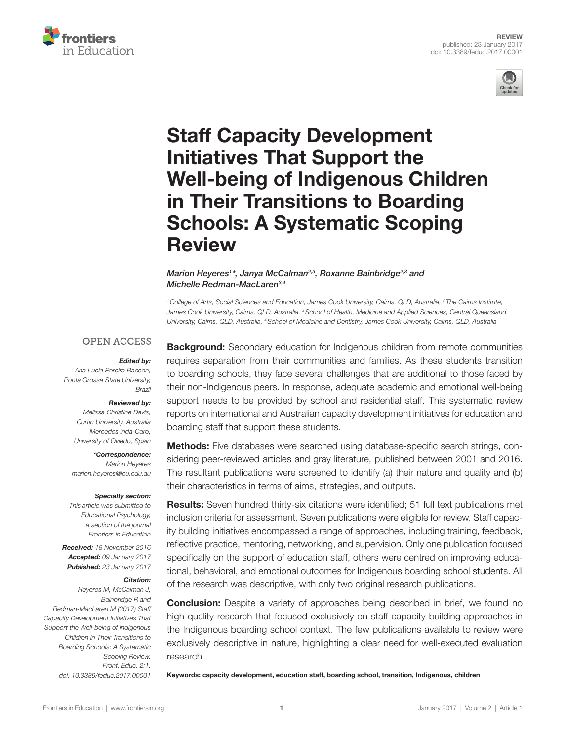REVIEW
published: 23 January 2017
doi: 10.3389/feduc.2017.00001

# Staff Capacity Development Initiatives That Support the Well-being of Indigenous Children in Their Transitions to Boarding Schools: A Systematic Scoping Review

*Marion Heyeres[1]\*, Janya McCalman[2,3], Roxanne Bainbridge[2,3] and Michelle Redman-MacLaren[3,4]*

[1] College of Arts, Social Sciences and Education, James Cook University, Cairns, QLD, Australia, [2] The Cairns Institute, James Cook University, Cairns, QLD, Australia, [3] School of Health, Medicine and Applied Sciences, Central Queensland University, Cairns, QLD, Australia, [4] School of Medicine and Dentistry, James Cook University, Cairns, QLD, Australia

OPEN ACCESS

***Edited by:***
*Ana Lucia Pereira Baccon, Ponta Grossa State University, Brazil*

***Reviewed by:***
*Melissa Christine Davis, Curtin University, Australia*
*Mercedes Inda-Caro, University of Oviedo, Spain*

***\*Correspondence:***
*Marion Heyeres*
*marion.heyeres@jcu.edu.au*

***Specialty section:***
*This article was submitted to Educational Psychology, a section of the journal Frontiers in Education*

***Received:*** *18 November 2016*
***Accepted:*** *09 January 2017*
***Published:*** *23 January 2017*

***Citation:***
*Heyeres M, McCalman J, Bainbridge R and Redman-MacLaren M (2017) Staff Capacity Development Initiatives That Support the Well-being of Indigenous Children in Their Transitions to Boarding Schools: A Systematic Scoping Review. Front. Educ. 2:1. doi: 10.3389/feduc.2017.00001*

**Background:** Secondary education for Indigenous children from remote communities requires separation from their communities and families. As these students transition to boarding schools, they face several challenges that are additional to those faced by their non-Indigenous peers. In response, adequate academic and emotional well-being support needs to be provided by school and residential staff. This systematic review reports on international and Australian capacity development initiatives for education and boarding staff that support these students.

**Methods:** Five databases were searched using database-specific search strings, considering peer-reviewed articles and gray literature, published between 2001 and 2016. The resultant publications were screened to identify (a) their nature and quality and (b) their characteristics in terms of aims, strategies, and outputs.

**Results:** Seven hundred thirty-six citations were identified; 51 full text publications met inclusion criteria for assessment. Seven publications were eligible for review. Staff capacity building initiatives encompassed a range of approaches, including training, feedback, reflective practice, mentoring, networking, and supervision. Only one publication focused specifically on the support of education staff, others were centred on improving educational, behavioral, and emotional outcomes for Indigenous boarding school students. All of the research was descriptive, with only two original research publications.

**Conclusion:** Despite a variety of approaches being described in brief, we found no high quality research that focused exclusively on staff capacity building approaches in the Indigenous boarding school context. The few publications available to review were exclusively descriptive in nature, highlighting a clear need for well-executed evaluation research.

**Keywords: capacity development, education staff, boarding school, transition, Indigenous, children**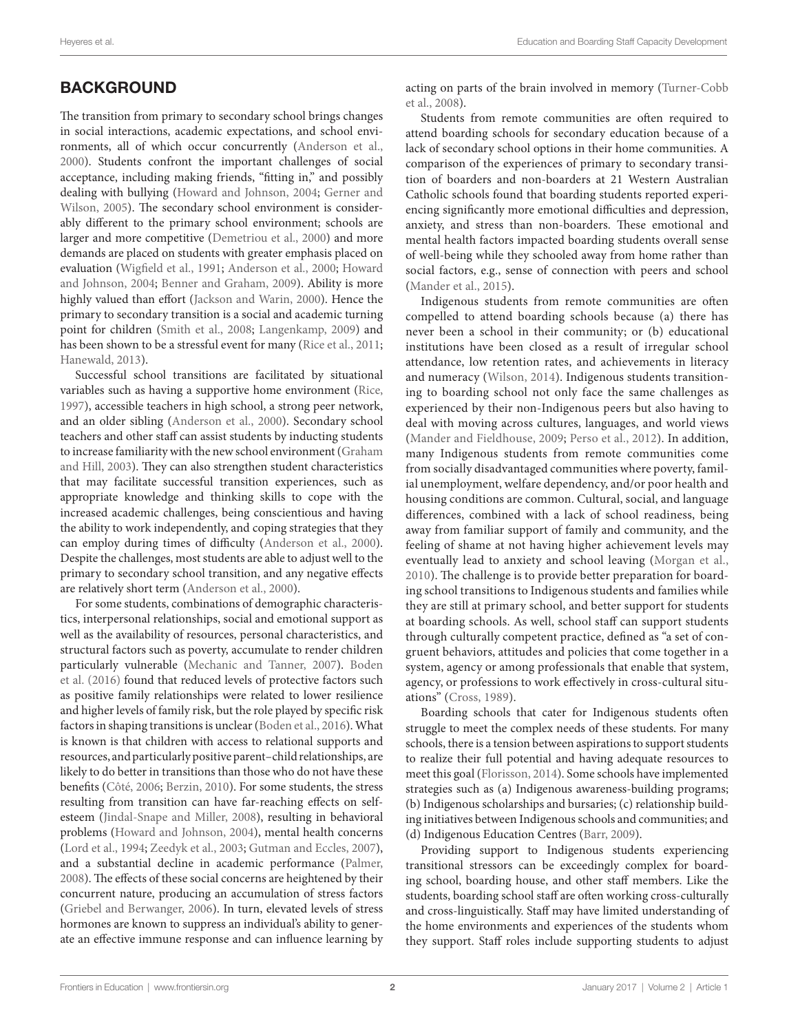## BACKGROUND

The transition from primary to secondary school brings changes in social interactions, academic expectations, and school environments, all of which occur concurrently (Anderson et al., 2000). Students confront the important challenges of social acceptance, including making friends, "fitting in," and possibly dealing with bullying (Howard and Johnson, 2004; Gerner and Wilson, 2005). The secondary school environment is considerably different to the primary school environment; schools are larger and more competitive (Demetriou et al., 2000) and more demands are placed on students with greater emphasis placed on evaluation (Wigfield et al., 1991; Anderson et al., 2000; Howard and Johnson, 2004; Benner and Graham, 2009). Ability is more highly valued than effort (Jackson and Warin, 2000). Hence the primary to secondary transition is a social and academic turning point for children (Smith et al., 2008; Langenkamp, 2009) and has been shown to be a stressful event for many (Rice et al., 2011; Hanewald, 2013).

Successful school transitions are facilitated by situational variables such as having a supportive home environment (Rice, 1997), accessible teachers in high school, a strong peer network, and an older sibling (Anderson et al., 2000). Secondary school teachers and other staff can assist students by inducting students to increase familiarity with the new school environment (Graham and Hill, 2003). They can also strengthen student characteristics that may facilitate successful transition experiences, such as appropriate knowledge and thinking skills to cope with the increased academic challenges, being conscientious and having the ability to work independently, and coping strategies that they can employ during times of difficulty (Anderson et al., 2000). Despite the challenges, most students are able to adjust well to the primary to secondary school transition, and any negative effects are relatively short term (Anderson et al., 2000).

For some students, combinations of demographic characteristics, interpersonal relationships, social and emotional support as well as the availability of resources, personal characteristics, and structural factors such as poverty, accumulate to render children particularly vulnerable (Mechanic and Tanner, 2007). Boden et al. (2016) found that reduced levels of protective factors such as positive family relationships were related to lower resilience and higher levels of family risk, but the role played by specific risk factors in shaping transitions is unclear (Boden et al., 2016). What is known is that children with access to relational supports and resources, and particularly positive parent–child relationships, are likely to do better in transitions than those who do not have these benefits (Côté, 2006; Berzin, 2010). For some students, the stress resulting from transition can have far-reaching effects on self-esteem (Jindal-Snape and Miller, 2008), resulting in behavioral problems (Howard and Johnson, 2004), mental health concerns (Lord et al., 1994; Zeedyk et al., 2003; Gutman and Eccles, 2007), and a substantial decline in academic performance (Palmer, 2008). The effects of these social concerns are heightened by their concurrent nature, producing an accumulation of stress factors (Griebel and Berwanger, 2006). In turn, elevated levels of stress hormones are known to suppress an individual's ability to generate an effective immune response and can influence learning by acting on parts of the brain involved in memory (Turner-Cobb et al., 2008).

Students from remote communities are often required to attend boarding schools for secondary education because of a lack of secondary school options in their home communities. A comparison of the experiences of primary to secondary transition of boarders and non-boarders at 21 Western Australian Catholic schools found that boarding students reported experiencing significantly more emotional difficulties and depression, anxiety, and stress than non-boarders. These emotional and mental health factors impacted boarding students overall sense of well-being while they schooled away from home rather than social factors, e.g., sense of connection with peers and school (Mander et al., 2015).

Indigenous students from remote communities are often compelled to attend boarding schools because (a) there has never been a school in their community; or (b) educational institutions have been closed as a result of irregular school attendance, low retention rates, and achievements in literacy and numeracy (Wilson, 2014). Indigenous students transitioning to boarding school not only face the same challenges as experienced by their non-Indigenous peers but also having to deal with moving across cultures, languages, and world views (Mander and Fieldhouse, 2009; Perso et al., 2012). In addition, many Indigenous students from remote communities come from socially disadvantaged communities where poverty, familial unemployment, welfare dependency, and/or poor health and housing conditions are common. Cultural, social, and language differences, combined with a lack of school readiness, being away from familiar support of family and community, and the feeling of shame at not having higher achievement levels may eventually lead to anxiety and school leaving (Morgan et al., 2010). The challenge is to provide better preparation for boarding school transitions to Indigenous students and families while they are still at primary school, and better support for students at boarding schools. As well, school staff can support students through culturally competent practice, defined as "a set of congruent behaviors, attitudes and policies that come together in a system, agency or among professionals that enable that system, agency, or professions to work effectively in cross-cultural situations" (Cross, 1989).

Boarding schools that cater for Indigenous students often struggle to meet the complex needs of these students. For many schools, there is a tension between aspirations to support students to realize their full potential and having adequate resources to meet this goal (Florisson, 2014). Some schools have implemented strategies such as (a) Indigenous awareness-building programs; (b) Indigenous scholarships and bursaries; (c) relationship building initiatives between Indigenous schools and communities; and (d) Indigenous Education Centres (Barr, 2009).

Providing support to Indigenous students experiencing transitional stressors can be exceedingly complex for boarding school, boarding house, and other staff members. Like the students, boarding school staff are often working cross-culturally and cross-linguistically. Staff may have limited understanding of the home environments and experiences of the students whom they support. Staff roles include supporting students to adjust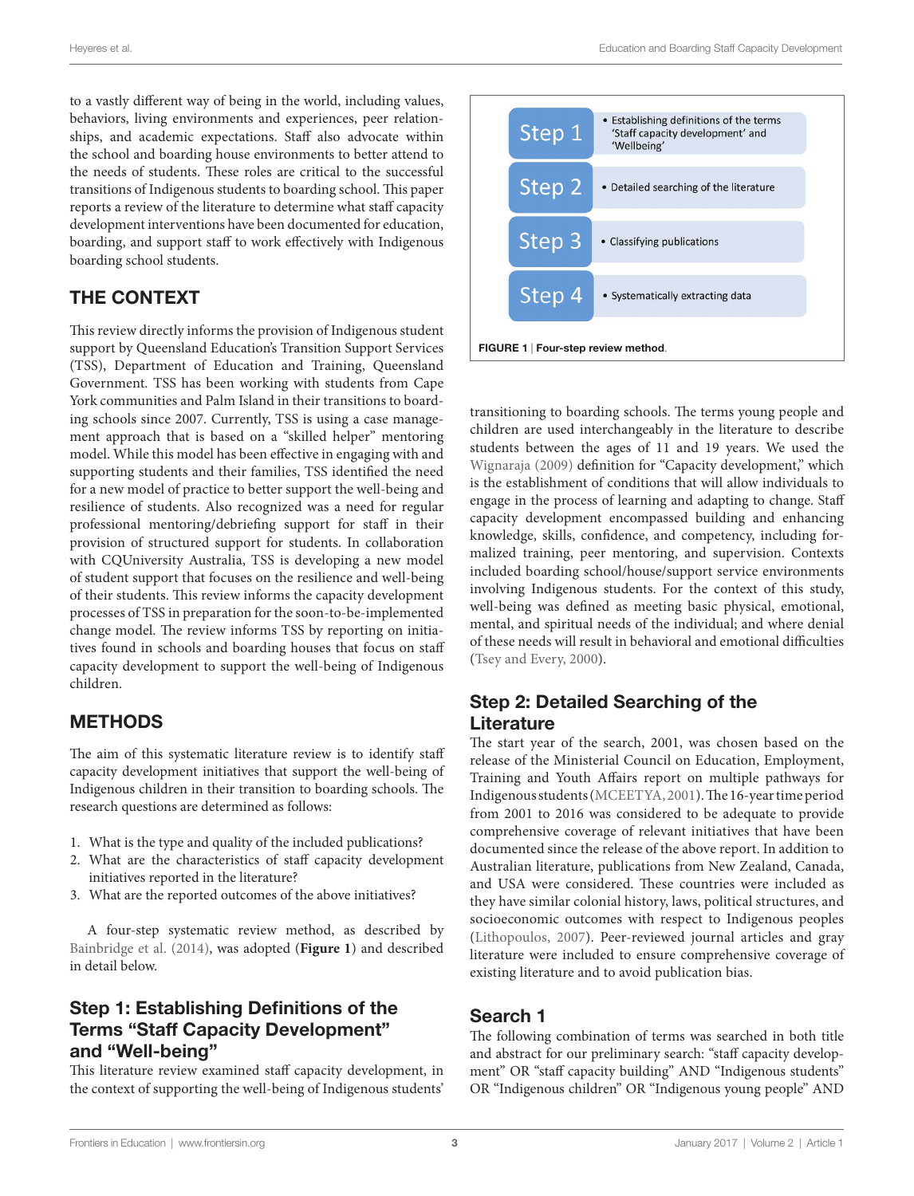to a vastly different way of being in the world, including values, behaviors, living environments and experiences, peer relationships, and academic expectations. Staff also advocate within the school and boarding house environments to better attend to the needs of students. These roles are critical to the successful transitions of Indigenous students to boarding school. This paper reports a review of the literature to determine what staff capacity development interventions have been documented for education, boarding, and support staff to work effectively with Indigenous boarding school students.

## THE CONTEXT

This review directly informs the provision of Indigenous student support by Queensland Education's Transition Support Services (TSS), Department of Education and Training, Queensland Government. TSS has been working with students from Cape York communities and Palm Island in their transitions to boarding schools since 2007. Currently, TSS is using a case management approach that is based on a "skilled helper" mentoring model. While this model has been effective in engaging with and supporting students and their families, TSS identified the need for a new model of practice to better support the well-being and resilience of students. Also recognized was a need for regular professional mentoring/debriefing support for staff in their provision of structured support for students. In collaboration with CQUniversity Australia, TSS is developing a new model of student support that focuses on the resilience and well-being of their students. This review informs the capacity development processes of TSS in preparation for the soon-to-be-implemented change model. The review informs TSS by reporting on initiatives found in schools and boarding houses that focus on staff capacity development to support the well-being of Indigenous children.

## METHODS

The aim of this systematic literature review is to identify staff capacity development initiatives that support the well-being of Indigenous children in their transition to boarding schools. The research questions are determined as follows:

1. What is the type and quality of the included publications?
2. What are the characteristics of staff capacity development initiatives reported in the literature?
3. What are the reported outcomes of the above initiatives?

A four-step systematic review method, as described by Bainbridge et al. (2014), was adopted (**Figure 1**) and described in detail below.

| | |
|---|---|
| Step 1 | • Establishing definitions of the terms 'Staff capacity development' and 'Wellbeing' |
| Step 2 | • Detailed searching of the literature |
| Step 3 | • Classifying publications |
| Step 4 | • Systematically extracting data |

**FIGURE 1** | **Four-step review method**.

### Step 1: Establishing Definitions of the Terms "Staff Capacity Development" and "Well-being"

This literature review examined staff capacity development, in the context of supporting the well-being of Indigenous students' transitioning to boarding schools. The terms young people and children are used interchangeably in the literature to describe students between the ages of 11 and 19 years. We used the Wignaraja (2009) definition for "Capacity development," which is the establishment of conditions that will allow individuals to engage in the process of learning and adapting to change. Staff capacity development encompassed building and enhancing knowledge, skills, confidence, and competency, including formalized training, peer mentoring, and supervision. Contexts included boarding school/house/support service environments involving Indigenous students. For the context of this study, well-being was defined as meeting basic physical, emotional, mental, and spiritual needs of the individual; and where denial of these needs will result in behavioral and emotional difficulties (Tsey and Every, 2000).

### Step 2: Detailed Searching of the Literature

The start year of the search, 2001, was chosen based on the release of the Ministerial Council on Education, Employment, Training and Youth Affairs report on multiple pathways for Indigenous students (MCEETYA, 2001). The 16-year time period from 2001 to 2016 was considered to be adequate to provide comprehensive coverage of relevant initiatives that have been documented since the release of the above report. In addition to Australian literature, publications from New Zealand, Canada, and USA were considered. These countries were included as they have similar colonial history, laws, political structures, and socioeconomic outcomes with respect to Indigenous peoples (Lithopoulos, 2007). Peer-reviewed journal articles and gray literature were included to ensure comprehensive coverage of existing literature and to avoid publication bias.

### Search 1

The following combination of terms was searched in both title and abstract for our preliminary search: "staff capacity development" OR "staff capacity building" AND "Indigenous students" OR "Indigenous children" OR "Indigenous young people" AND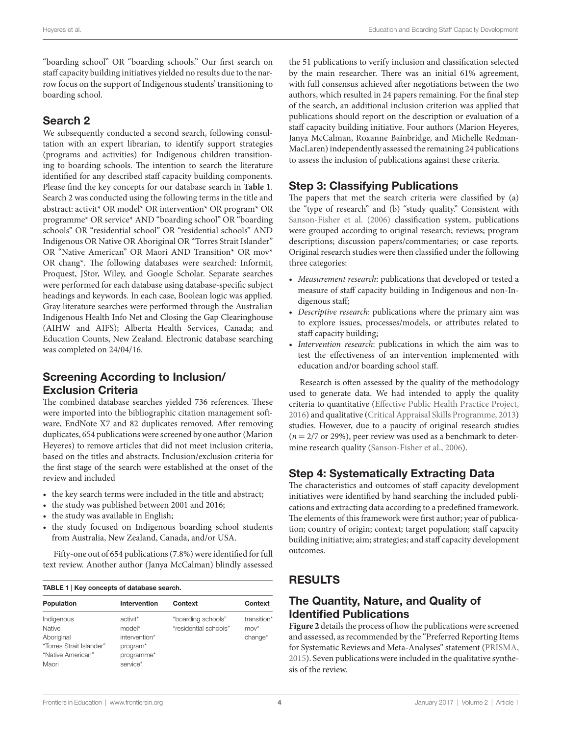"boarding school" OR "boarding schools." Our first search on staff capacity building initiatives yielded no results due to the narrow focus on the support of Indigenous students' transitioning to boarding school.

## Search 2

We subsequently conducted a second search, following consultation with an expert librarian, to identify support strategies (programs and activities) for Indigenous children transitioning to boarding schools. The intention to search the literature identified for any described staff capacity building components. Please find the key concepts for our database search in **Table 1**. Search 2 was conducted using the following terms in the title and abstract: activit* OR model* OR intervention* OR program* OR programme* OR service* AND "boarding school" OR "boarding schools" OR "residential school" OR "residential schools" AND Indigenous OR Native OR Aboriginal OR "Torres Strait Islander" OR "Native American" OR Maori AND Transition* OR mov* OR chang*. The following databases were searched: Informit, Proquest, JStor, Wiley, and Google Scholar. Separate searches were performed for each database using database-specific subject headings and keywords. In each case, Boolean logic was applied. Gray literature searches were performed through the Australian Indigenous Health Info Net and Closing the Gap Clearinghouse (AIHW and AIFS); Alberta Health Services, Canada; and Education Counts, New Zealand. Electronic database searching was completed on 24/04/16.

## Screening According to Inclusion/Exclusion Criteria

The combined database searches yielded 736 references. These were imported into the bibliographic citation management software, EndNote X7 and 82 duplicates removed. After removing duplicates, 654 publications were screened by one author (Marion Heyeres) to remove articles that did not meet inclusion criteria, based on the titles and abstracts. Inclusion/exclusion criteria for the first stage of the search were established at the onset of the review and included

- the key search terms were included in the title and abstract;
- the study was published between 2001 and 2016;
- the study was available in English;
- the study focused on Indigenous boarding school students from Australia, New Zealand, Canada, and/or USA.

Fifty-one out of 654 publications (7.8%) were identified for full text review. Another author (Janya McCalman) blindly assessed the 51 publications to verify inclusion and classification selected by the main researcher. There was an initial 61% agreement, with full consensus achieved after negotiations between the two authors, which resulted in 24 papers remaining. For the final step of the search, an additional inclusion criterion was applied that publications should report on the description or evaluation of a staff capacity building initiative. Four authors (Marion Heyeres, Janya McCalman, Roxanne Bainbridge, and Michelle Redman-MacLaren) independently assessed the remaining 24 publications to assess the inclusion of publications against these criteria.

**TABLE 1** | Key concepts of database search.

| Population | Intervention | Context | Context |
|---|---|---|---|
| Indigenous<br>Native<br>Aboriginal<br>"Torres Strait Islander"<br>"Native American"<br>Maori | activit*<br>model*<br>intervention*<br>program*<br>programme*<br>service* | "boarding schools"<br>"residential schools" | transition*<br>mov*<br>change* |

## Step 3: Classifying Publications

The papers that met the search criteria were classified by (a) the "type of research" and (b) "study quality." Consistent with Sanson-Fisher et al. (2006) classification system, publications were grouped according to original research; reviews; program descriptions; discussion papers/commentaries; or case reports. Original research studies were then classified under the following three categories:

- *Measurement research*: publications that developed or tested a measure of staff capacity building in Indigenous and non-Indigenous staff;
- *Descriptive research*: publications where the primary aim was to explore issues, processes/models, or attributes related to staff capacity building;
- *Intervention research*: publications in which the aim was to test the effectiveness of an intervention implemented with education and/or boarding school staff.

Research is often assessed by the quality of the methodology used to generate data. We had intended to apply the quality criteria to quantitative (Effective Public Health Practice Project, 2016) and qualitative (Critical Appraisal Skills Programme, 2013) studies. However, due to a paucity of original research studies ($n = 2/7$ or 29%), peer review was used as a benchmark to determine research quality (Sanson-Fisher et al., 2006).

## Step 4: Systematically Extracting Data

The characteristics and outcomes of staff capacity development initiatives were identified by hand searching the included publications and extracting data according to a predefined framework. The elements of this framework were first author; year of publication; country of origin; context; target population; staff capacity building initiative; aim; strategies; and staff capacity development outcomes.

# RESULTS

## The Quantity, Nature, and Quality of Identified Publications

**Figure 2** details the process of how the publications were screened and assessed, as recommended by the "Preferred Reporting Items for Systematic Reviews and Meta-Analyses" statement (PRISMA, 2015). Seven publications were included in the qualitative synthesis of the review.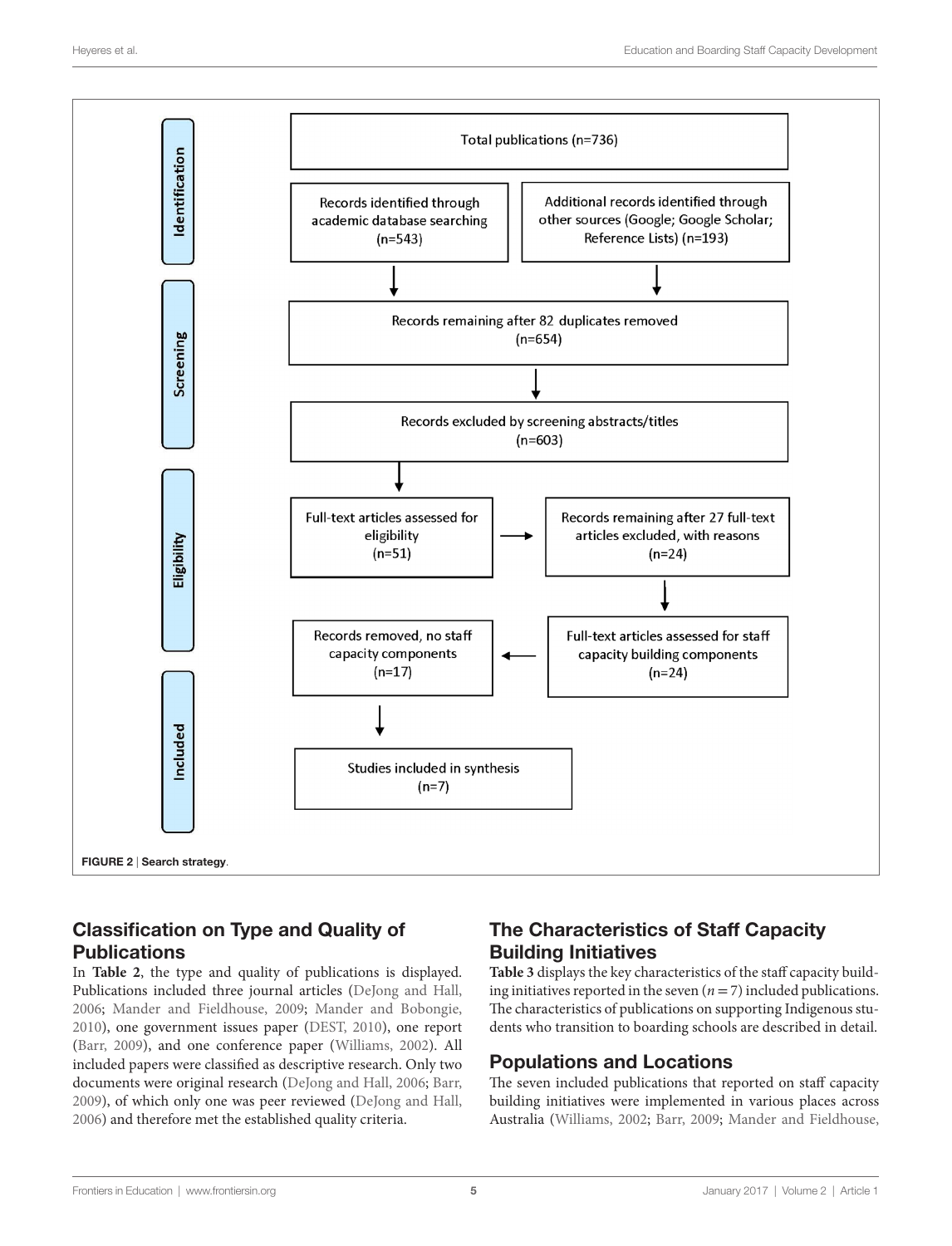Identification

Total publications (n=736)

Records identified through academic database searching (n=543)

Additional records identified through other sources (Google; Google Scholar; Reference Lists) (n=193)

Screening

Records remaining after 82 duplicates removed (n=654)

Records excluded by screening abstracts/titles (n=603)

Eligibility

Full-text articles assessed for eligibility (n=51)

Records remaining after 27 full-text articles excluded, with reasons (n=24)

Full-text articles assessed for staff capacity building components (n=24)

Records removed, no staff capacity components (n=17)

Included

Studies included in synthesis (n=7)

**FIGURE 2** | **Search strategy**.

## Classification on Type and Quality of Publications

In **Table 2**, the type and quality of publications is displayed. Publications included three journal articles (DeJong and Hall, 2006; Mander and Fieldhouse, 2009; Mander and Bobongie, 2010), one government issues paper (DEST, 2010), one report (Barr, 2009), and one conference paper (Williams, 2002). All included papers were classified as descriptive research. Only two documents were original research (DeJong and Hall, 2006; Barr, 2009), of which only one was peer reviewed (DeJong and Hall, 2006) and therefore met the established quality criteria.

## The Characteristics of Staff Capacity Building Initiatives

**Table 3** displays the key characteristics of the staff capacity building initiatives reported in the seven ($n = 7$) included publications. The characteristics of publications on supporting Indigenous students who transition to boarding schools are described in detail.

## Populations and Locations

The seven included publications that reported on staff capacity building initiatives were implemented in various places across Australia (Williams, 2002; Barr, 2009; Mander and Fieldhouse,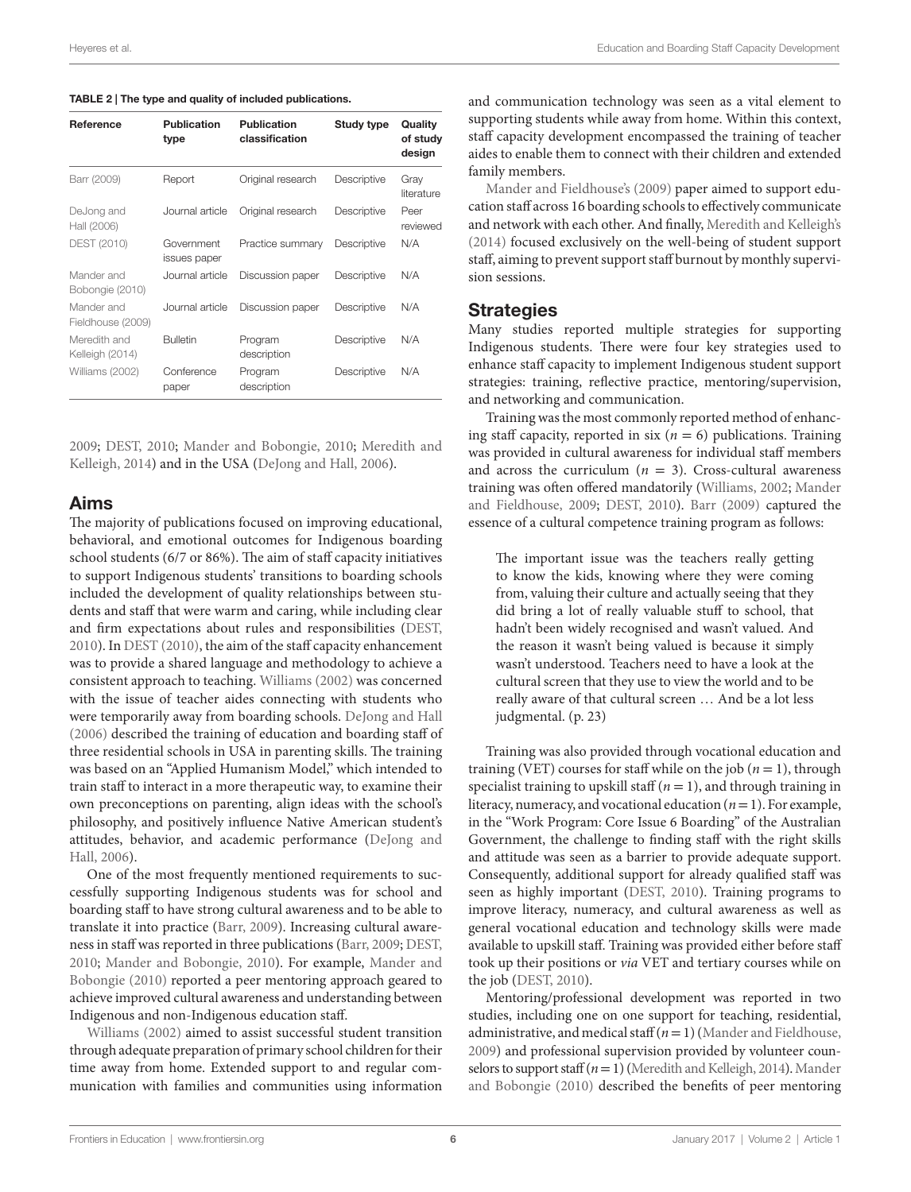**TABLE 2 | The type and quality of included publications.**

| Reference | Publication type | Publication classification | Study type | Quality of study design |
|---|---|---|---|---|
| Barr (2009) | Report | Original research | Descriptive | Gray literature |
| DeJong and Hall (2006) | Journal article | Original research | Descriptive | Peer reviewed |
| DEST (2010) | Government issues paper | Practice summary | Descriptive | N/A |
| Mander and Bobongie (2010) | Journal article | Discussion paper | Descriptive | N/A |
| Mander and Fieldhouse (2009) | Journal article | Discussion paper | Descriptive | N/A |
| Meredith and Kelleigh (2014) | Bulletin | Program description | Descriptive | N/A |
| Williams (2002) | Conference paper | Program description | Descriptive | N/A |

2009; DEST, 2010; Mander and Bobongie, 2010; Meredith and Kelleigh, 2014) and in the USA (DeJong and Hall, 2006).

## Aims

The majority of publications focused on improving educational, behavioral, and emotional outcomes for Indigenous boarding school students (6/7 or 86%). The aim of staff capacity initiatives to support Indigenous students' transitions to boarding schools included the development of quality relationships between students and staff that were warm and caring, while including clear and firm expectations about rules and responsibilities (DEST, 2010). In DEST (2010), the aim of the staff capacity enhancement was to provide a shared language and methodology to achieve a consistent approach to teaching. Williams (2002) was concerned with the issue of teacher aides connecting with students who were temporarily away from boarding schools. DeJong and Hall (2006) described the training of education and boarding staff of three residential schools in USA in parenting skills. The training was based on an "Applied Humanism Model," which intended to train staff to interact in a more therapeutic way, to examine their own preconceptions on parenting, align ideas with the school's philosophy, and positively influence Native American student's attitudes, behavior, and academic performance (DeJong and Hall, 2006).

One of the most frequently mentioned requirements to successfully supporting Indigenous students was for school and boarding staff to have strong cultural awareness and to be able to translate it into practice (Barr, 2009). Increasing cultural awareness in staff was reported in three publications (Barr, 2009; DEST, 2010; Mander and Bobongie, 2010). For example, Mander and Bobongie (2010) reported a peer mentoring approach geared to achieve improved cultural awareness and understanding between Indigenous and non-Indigenous education staff.

Williams (2002) aimed to assist successful student transition through adequate preparation of primary school children for their time away from home. Extended support to and regular communication with families and communities using information and communication technology was seen as a vital element to supporting students while away from home. Within this context, staff capacity development encompassed the training of teacher aides to enable them to connect with their children and extended family members.

Mander and Fieldhouse's (2009) paper aimed to support education staff across 16 boarding schools to effectively communicate and network with each other. And finally, Meredith and Kelleigh's (2014) focused exclusively on the well-being of student support staff, aiming to prevent support staff burnout by monthly supervision sessions.

## Strategies

Many studies reported multiple strategies for supporting Indigenous students. There were four key strategies used to enhance staff capacity to implement Indigenous student support strategies: training, reflective practice, mentoring/supervision, and networking and communication.

Training was the most commonly reported method of enhancing staff capacity, reported in six ($n = 6$) publications. Training was provided in cultural awareness for individual staff members and across the curriculum ($n = 3$). Cross-cultural awareness training was often offered mandatorily (Williams, 2002; Mander and Fieldhouse, 2009; DEST, 2010). Barr (2009) captured the essence of a cultural competence training program as follows:

> The important issue was the teachers really getting to know the kids, knowing where they were coming from, valuing their culture and actually seeing that they did bring a lot of really valuable stuff to school, that hadn't been widely recognised and wasn't valued. And the reason it wasn't being valued is because it simply wasn't understood. Teachers need to have a look at the cultural screen that they use to view the world and to be really aware of that cultural screen … And be a lot less judgmental. (p. 23)

Training was also provided through vocational education and training (VET) courses for staff while on the job ($n = 1$), through specialist training to upskill staff ($n = 1$), and through training in literacy, numeracy, and vocational education ($n = 1$). For example, in the "Work Program: Core Issue 6 Boarding" of the Australian Government, the challenge to finding staff with the right skills and attitude was seen as a barrier to provide adequate support. Consequently, additional support for already qualified staff was seen as highly important (DEST, 2010). Training programs to improve literacy, numeracy, and cultural awareness as well as general vocational education and technology skills were made available to upskill staff. Training was provided either before staff took up their positions or *via* VET and tertiary courses while on the job (DEST, 2010).

Mentoring/professional development was reported in two studies, including one on one support for teaching, residential, administrative, and medical staff ($n = 1$) (Mander and Fieldhouse, 2009) and professional supervision provided by volunteer counselors to support staff ($n = 1$) (Meredith and Kelleigh, 2014). Mander and Bobongie (2010) described the benefits of peer mentoring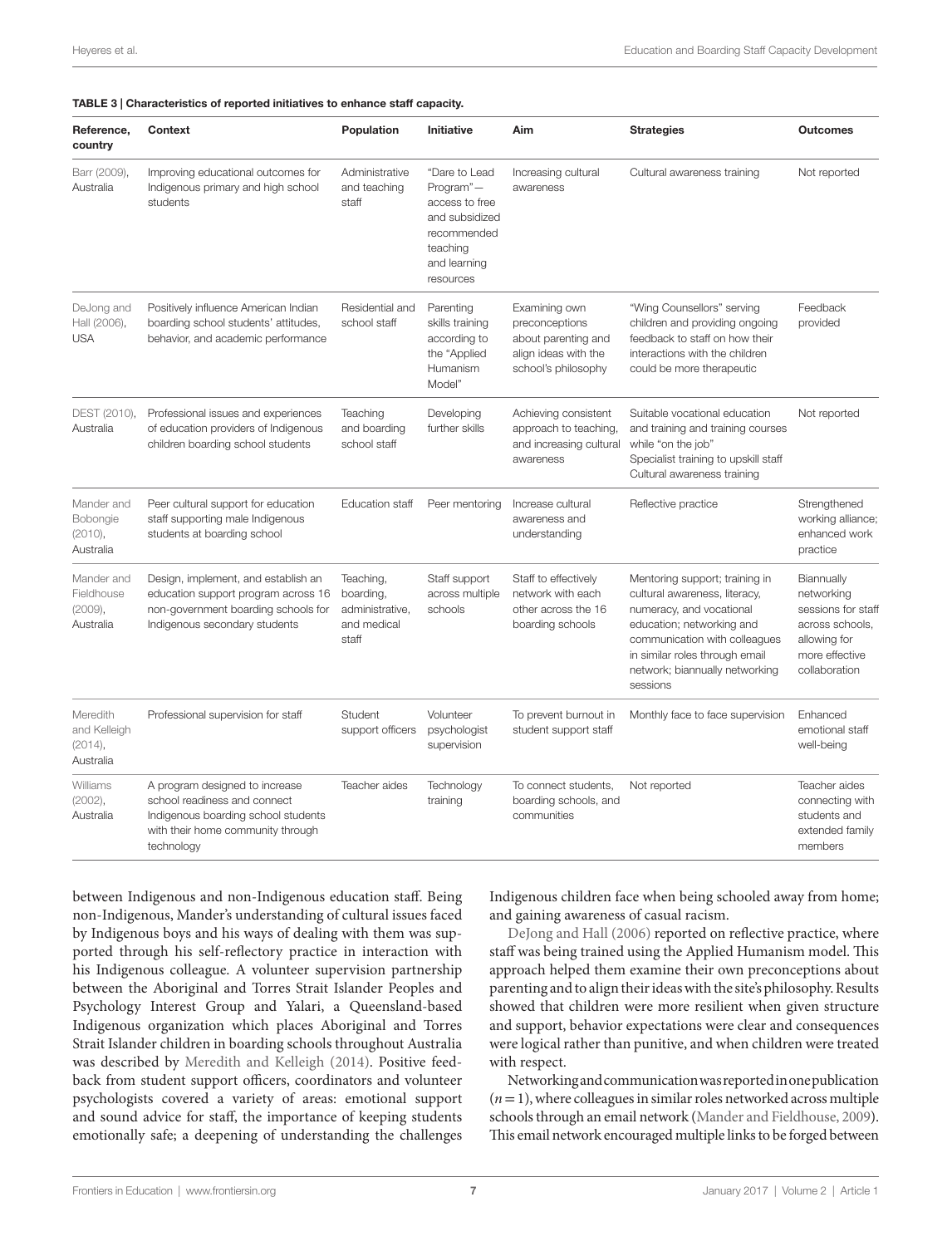**TABLE 3 | Characteristics of reported initiatives to enhance staff capacity.**

| Reference, country | Context | Population | Initiative | Aim | Strategies | Outcomes |
|---|---|---|---|---|---|---|
| Barr (2009), Australia | Improving educational outcomes for Indigenous primary and high school students | Administrative and teaching staff | "Dare to Lead Program"—access to free and subsidized recommended teaching and learning resources | Increasing cultural awareness | Cultural awareness training | Not reported |
| DeJong and Hall (2006), USA | Positively influence American Indian boarding school students' attitudes, behavior, and academic performance | Residential and school staff | Parenting skills training according to the "Applied Humanism Model" | Examining own preconceptions about parenting and align ideas with the school's philosophy | "Wing Counsellors" serving children and providing ongoing feedback to staff on how their interactions with the children could be more therapeutic | Feedback provided |
| DEST (2010), Australia | Professional issues and experiences of education providers of Indigenous children boarding school students | Teaching and boarding school staff | Developing further skills | Achieving consistent approach to teaching, and increasing cultural awareness | Suitable vocational education and training and training courses while "on the job"<br>Specialist training to upskill staff<br>Cultural awareness training | Not reported |
| Mander and Bobongie (2010), Australia | Peer cultural support for education staff supporting male Indigenous students at boarding school | Education staff | Peer mentoring | Increase cultural awareness and understanding | Reflective practice | Strengthened working alliance; enhanced work practice |
| Mander and Fieldhouse (2009), Australia | Design, implement, and establish an education support program across 16 non-government boarding schools for Indigenous secondary students | Teaching, boarding, administrative, and medical staff | Staff support across multiple schools | Staff to effectively network with each other across the 16 boarding schools | Mentoring support; training in cultural awareness, literacy, numeracy, and vocational education; networking and communication with colleagues in similar roles through email network; biannually networking sessions | Biannually networking sessions for staff across schools, allowing for more effective collaboration |
| Meredith and Kelleigh (2014), Australia | Professional supervision for staff | Student support officers | Volunteer psychologist supervision | To prevent burnout in student support staff | Monthly face to face supervision | Enhanced emotional staff well-being |
| Williams (2002), Australia | A program designed to increase school readiness and connect Indigenous boarding school students with their home community through technology | Teacher aides | Technology training | To connect students, boarding schools, and communities | Not reported | Teacher aides connecting with students and extended family members |

between Indigenous and non-Indigenous education staff. Being non-Indigenous, Mander's understanding of cultural issues faced by Indigenous boys and his ways of dealing with them was supported through his self-reflectory practice in interaction with his Indigenous colleague. A volunteer supervision partnership between the Aboriginal and Torres Strait Islander Peoples and Psychology Interest Group and Yalari, a Queensland-based Indigenous organization which places Aboriginal and Torres Strait Islander children in boarding schools throughout Australia was described by Meredith and Kelleigh (2014). Positive feedback from student support officers, coordinators and volunteer psychologists covered a variety of areas: emotional support and sound advice for staff, the importance of keeping students emotionally safe; a deepening of understanding the challenges Indigenous children face when being schooled away from home; and gaining awareness of casual racism.

DeJong and Hall (2006) reported on reflective practice, where staff was being trained using the Applied Humanism model. This approach helped them examine their own preconceptions about parenting and to align their ideas with the site's philosophy. Results showed that children were more resilient when given structure and support, behavior expectations were clear and consequences were logical rather than punitive, and when children were treated with respect.

Networking and communication was reported in one publication ($n = 1$), where colleagues in similar roles networked across multiple schools through an email network (Mander and Fieldhouse, 2009). This email network encouraged multiple links to be forged between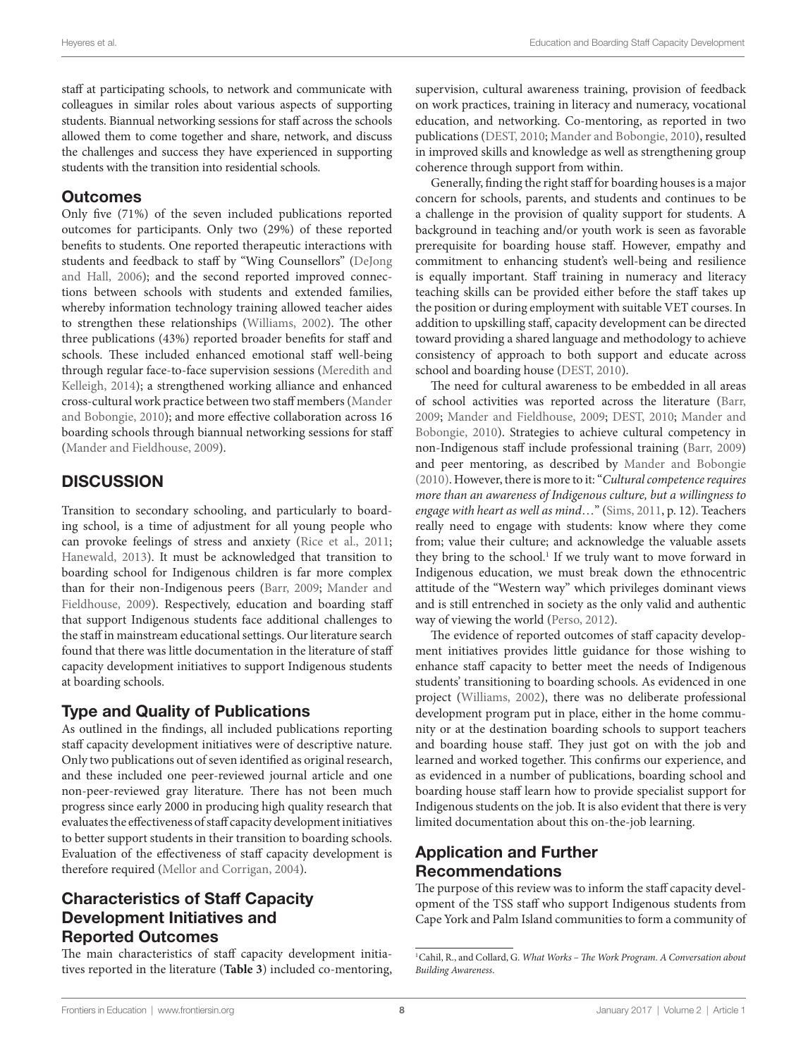staff at participating schools, to network and communicate with colleagues in similar roles about various aspects of supporting students. Biannual networking sessions for staff across the schools allowed them to come together and share, network, and discuss the challenges and success they have experienced in supporting students with the transition into residential schools.

## Outcomes

Only five (71%) of the seven included publications reported outcomes for participants. Only two (29%) of these reported benefits to students. One reported therapeutic interactions with students and feedback to staff by "Wing Counsellors" (DeJong and Hall, 2006); and the second reported improved connections between schools with students and extended families, whereby information technology training allowed teacher aides to strengthen these relationships (Williams, 2002). The other three publications (43%) reported broader benefits for staff and schools. These included enhanced emotional staff well-being through regular face-to-face supervision sessions (Meredith and Kelleigh, 2014); a strengthened working alliance and enhanced cross-cultural work practice between two staff members (Mander and Bobongie, 2010); and more effective collaboration across 16 boarding schools through biannual networking sessions for staff (Mander and Fieldhouse, 2009).

# DISCUSSION

Transition to secondary schooling, and particularly to boarding school, is a time of adjustment for all young people who can provoke feelings of stress and anxiety (Rice et al., 2011; Hanewald, 2013). It must be acknowledged that transition to boarding school for Indigenous children is far more complex than for their non-Indigenous peers (Barr, 2009; Mander and Fieldhouse, 2009). Respectively, education and boarding staff that support Indigenous students face additional challenges to the staff in mainstream educational settings. Our literature search found that there was little documentation in the literature of staff capacity development initiatives to support Indigenous students at boarding schools.

## Type and Quality of Publications

As outlined in the findings, all included publications reporting staff capacity development initiatives were of descriptive nature. Only two publications out of seven identified as original research, and these included one peer-reviewed journal article and one non-peer-reviewed gray literature. There has not been much progress since early 2000 in producing high quality research that evaluates the effectiveness of staff capacity development initiatives to better support students in their transition to boarding schools. Evaluation of the effectiveness of staff capacity development is therefore required (Mellor and Corrigan, 2004).

## Characteristics of Staff Capacity Development Initiatives and Reported Outcomes

The main characteristics of staff capacity development initiatives reported in the literature (**Table 3**) included co-mentoring, supervision, cultural awareness training, provision of feedback on work practices, training in literacy and numeracy, vocational education, and networking. Co-mentoring, as reported in two publications (DEST, 2010; Mander and Bobongie, 2010), resulted in improved skills and knowledge as well as strengthening group coherence through support from within.

Generally, finding the right staff for boarding houses is a major concern for schools, parents, and students and continues to be a challenge in the provision of quality support for students. A background in teaching and/or youth work is seen as favorable prerequisite for boarding house staff. However, empathy and commitment to enhancing student's well-being and resilience is equally important. Staff training in numeracy and literacy teaching skills can be provided either before the staff takes up the position or during employment with suitable VET courses. In addition to upskilling staff, capacity development can be directed toward providing a shared language and methodology to achieve consistency of approach to both support and educate across school and boarding house (DEST, 2010).

The need for cultural awareness to be embedded in all areas of school activities was reported across the literature (Barr, 2009; Mander and Fieldhouse, 2009; DEST, 2010; Mander and Bobongie, 2010). Strategies to achieve cultural competency in non-Indigenous staff include professional training (Barr, 2009) and peer mentoring, as described by Mander and Bobongie (2010). However, there is more to it: "*Cultural competence requires more than an awareness of Indigenous culture, but a willingness to engage with heart as well as mind*…" (Sims, 2011, p. 12). Teachers really need to engage with students: know where they come from; value their culture; and acknowledge the valuable assets they bring to the school.[1] If we truly want to move forward in Indigenous education, we must break down the ethnocentric attitude of the "Western way" which privileges dominant views and is still entrenched in society as the only valid and authentic way of viewing the world (Perso, 2012).

The evidence of reported outcomes of staff capacity development initiatives provides little guidance for those wishing to enhance staff capacity to better meet the needs of Indigenous students' transitioning to boarding schools. As evidenced in one project (Williams, 2002), there was no deliberate professional development program put in place, either in the home community or at the destination boarding schools to support teachers and boarding house staff. They just got on with the job and learned and worked together. This confirms our experience, and as evidenced in a number of publications, boarding school and boarding house staff learn how to provide specialist support for Indigenous students on the job. It is also evident that there is very limited documentation about this on-the-job learning.

## Application and Further Recommendations

The purpose of this review was to inform the staff capacity development of the TSS staff who support Indigenous students from Cape York and Palm Island communities to form a community of

[1] Cahil, R., and Collard, G. *What Works – The Work Program. A Conversation about Building Awareness*.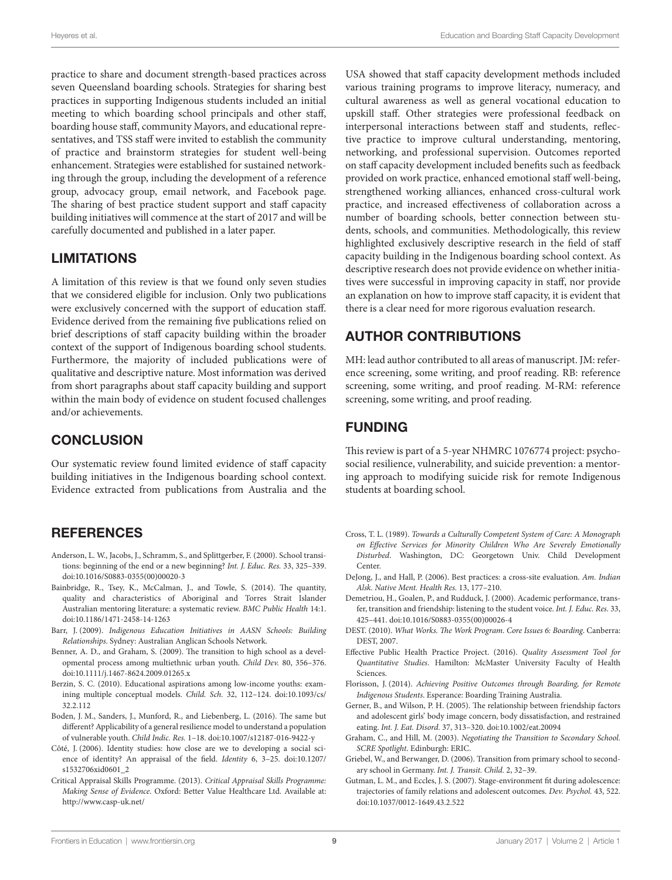practice to share and document strength-based practices across seven Queensland boarding schools. Strategies for sharing best practices in supporting Indigenous students included an initial meeting to which boarding school principals and other staff, boarding house staff, community Mayors, and educational representatives, and TSS staff were invited to establish the community of practice and brainstorm strategies for student well-being enhancement. Strategies were established for sustained networking through the group, including the development of a reference group, advocacy group, email network, and Facebook page. The sharing of best practice student support and staff capacity building initiatives will commence at the start of 2017 and will be carefully documented and published in a later paper.

## LIMITATIONS

A limitation of this review is that we found only seven studies that we considered eligible for inclusion. Only two publications were exclusively concerned with the support of education staff. Evidence derived from the remaining five publications relied on brief descriptions of staff capacity building within the broader context of the support of Indigenous boarding school students. Furthermore, the majority of included publications were of qualitative and descriptive nature. Most information was derived from short paragraphs about staff capacity building and support within the main body of evidence on student focused challenges and/or achievements.

## CONCLUSION

Our systematic review found limited evidence of staff capacity building initiatives in the Indigenous boarding school context. Evidence extracted from publications from Australia and the USA showed that staff capacity development methods included various training programs to improve literacy, numeracy, and cultural awareness as well as general vocational education to upskill staff. Other strategies were professional feedback on interpersonal interactions between staff and students, reflective practice to improve cultural understanding, mentoring, networking, and professional supervision. Outcomes reported on staff capacity development included benefits such as feedback provided on work practice, enhanced emotional staff well-being, strengthened working alliances, enhanced cross-cultural work practice, and increased effectiveness of collaboration across a number of boarding schools, better connection between students, schools, and communities. Methodologically, this review highlighted exclusively descriptive research in the field of staff capacity building in the Indigenous boarding school context. As descriptive research does not provide evidence on whether initiatives were successful in improving capacity in staff, nor provide an explanation on how to improve staff capacity, it is evident that there is a clear need for more rigorous evaluation research.

## AUTHOR CONTRIBUTIONS

MH: lead author contributed to all areas of manuscript. JM: reference screening, some writing, and proof reading. RB: reference screening, some writing, and proof reading. M-RM: reference screening, some writing, and proof reading.

## FUNDING

This review is part of a 5-year NHMRC 1076774 project: psychosocial resilience, vulnerability, and suicide prevention: a mentoring approach to modifying suicide risk for remote Indigenous students at boarding school.

## REFERENCES

Anderson, L. W., Jacobs, J., Schramm, S., and Splittgerber, F. (2000). School transitions: beginning of the end or a new beginning? *Int. J. Educ. Res.* 33, 325–339. doi:10.1016/S0883-0355(00)00020-3

Bainbridge, R., Tsey, K., McCalman, J., and Towle, S. (2014). The quantity, quality and characteristics of Aboriginal and Torres Strait Islander Australian mentoring literature: a systematic review. *BMC Public Health* 14:1. doi:10.1186/1471-2458-14-1263

Barr, J. (2009). *Indigenous Education Initiatives in AASN Schools: Building Relationships*. Sydney: Australian Anglican Schools Network.

Benner, A. D., and Graham, S. (2009). The transition to high school as a developmental process among multiethnic urban youth. *Child Dev.* 80, 356–376. doi:10.1111/j.1467-8624.2009.01265.x

Berzin, S. C. (2010). Educational aspirations among low-income youths: examining multiple conceptual models. *Child. Sch.* 32, 112–124. doi:10.1093/cs/32.2.112

Boden, J. M., Sanders, J., Munford, R., and Liebenberg, L. (2016). The same but different? Applicability of a general resilience model to understand a population of vulnerable youth. *Child Indic. Res.* 1–18. doi:10.1007/s12187-016-9422-y

Côté, J. (2006). Identity studies: how close are we to developing a social science of identity? An appraisal of the field. *Identity* 6, 3–25. doi:10.1207/s1532706xid0601_2

Critical Appraisal Skills Programme. (2013). *Critical Appraisal Skills Programme: Making Sense of Evidence*. Oxford: Better Value Healthcare Ltd. Available at: http://www.casp-uk.net/

Cross, T. L. (1989). *Towards a Culturally Competent System of Care: A Monograph on Effective Services for Minority Children Who Are Severely Emotionally Disturbed*. Washington, DC: Georgetown Univ. Child Development Center.

DeJong, J., and Hall, P. (2006). Best practices: a cross-site evaluation. *Am. Indian Alsk. Native Ment. Health Res.* 13, 177–210.

Demetriou, H., Goalen, P., and Rudduck, J. (2000). Academic performance, transfer, transition and friendship: listening to the student voice. *Int. J. Educ. Res.* 33, 425–441. doi:10.1016/S0883-0355(00)00026-4

DEST. (2010). *What Works. The Work Program. Core Issues 6: Boarding*. Canberra: DEST, 2007.

Effective Public Health Practice Project. (2016). *Quality Assessment Tool for Quantitative Studies*. Hamilton: McMaster University Faculty of Health Sciences.

Florisson, J. (2014). *Achieving Positive Outcomes through Boarding, for Remote Indigenous Students*. Esperance: Boarding Training Australia.

Gerner, B., and Wilson, P. H. (2005). The relationship between friendship factors and adolescent girls' body image concern, body dissatisfaction, and restrained eating. *Int. J. Eat. Disord.* 37, 313–320. doi:10.1002/eat.20094

Graham, C., and Hill, M. (2003). *Negotiating the Transition to Secondary School. SCRE Spotlight*. Edinburgh: ERIC.

Griebel, W., and Berwanger, D. (2006). Transition from primary school to secondary school in Germany. *Int. J. Transit. Child.* 2, 32–39.

Gutman, L. M., and Eccles, J. S. (2007). Stage-environment fit during adolescence: trajectories of family relations and adolescent outcomes. *Dev. Psychol.* 43, 522. doi:10.1037/0012-1649.43.2.522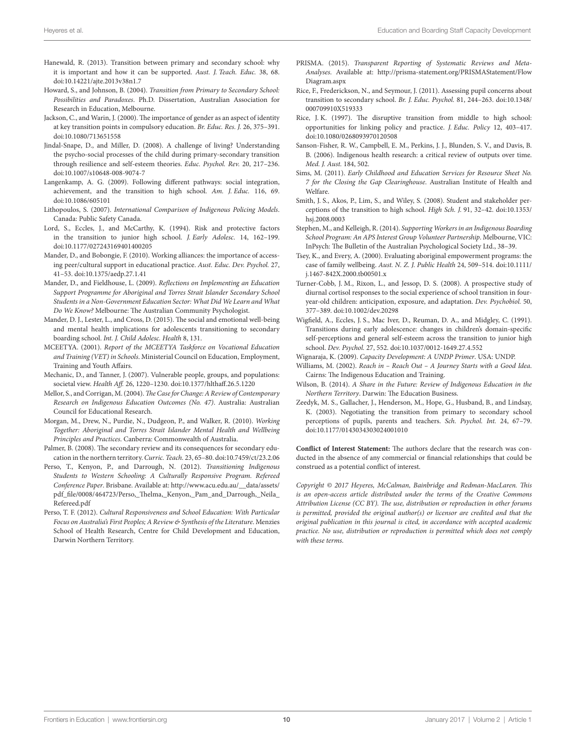Hanewald, R. (2013). Transition between primary and secondary school: why it is important and how it can be supported. *Aust. J. Teach. Educ.* 38, 68. doi:10.14221/ajte.2013v38n1.7

Howard, S., and Johnson, B. (2004). *Transition from Primary to Secondary School: Possibilities and Paradoxes*. Ph.D. Dissertation, Australian Association for Research in Education, Melbourne.

Jackson, C., and Warin, J. (2000). The importance of gender as an aspect of identity at key transition points in compulsory education. *Br. Educ. Res. J.* 26, 375–391. doi:10.1080/713651558

Jindal-Snape, D., and Miller, D. (2008). A challenge of living? Understanding the psycho-social processes of the child during primary-secondary transition through resilience and self-esteem theories. *Educ. Psychol. Rev.* 20, 217–236. doi:10.1007/s10648-008-9074-7

Langenkamp, A. G. (2009). Following different pathways: social integration, achievement, and the transition to high school. *Am. J. Educ.* 116, 69. doi:10.1086/605101

Lithopoulos, S. (2007). *International Comparison of Indigenous Policing Models*. Canada: Public Safety Canada.

Lord, S., Eccles, J., and McCarthy, K. (1994). Risk and protective factors in the transition to junior high school. *J. Early Adolesc.* 14, 162–199. doi:10.1177/027243169401400205

Mander, D., and Bobongie, F. (2010). Working alliances: the importance of accessing peer/cultural support in educational practice. *Aust. Educ. Dev. Psychol.* 27, 41–53. doi:10.1375/aedp.27.1.41

Mander, D., and Fieldhouse, L. (2009). *Reflections on Implementing an Education Support Programme for Aboriginal and Torres Strait Islander Secondary School Students in a Non-Government Education Sector: What Did We Learn and What Do We Know?* Melbourne: The Australian Community Psychologist.

Mander, D. J., Lester, L., and Cross, D. (2015). The social and emotional well-being and mental health implications for adolescents transitioning to secondary boarding school. *Int. J. Child Adolesc. Health* 8, 131.

MCEETYA. (2001). *Report of the MCEETYA Taskforce on Vocational Education and Training (VET) in Schools*. Ministerial Council on Education, Employment, Training and Youth Affairs.

Mechanic, D., and Tanner, J. (2007). Vulnerable people, groups, and populations: societal view. *Health Aff.* 26, 1220–1230. doi:10.1377/hlthaff.26.5.1220

Mellor, S., and Corrigan, M. (2004). *The Case for Change: A Review of Contemporary Research on Indigenous Education Outcomes (No. 47)*. Australia: Australian Council for Educational Research.

Morgan, M., Drew, N., Purdie, N., Dudgeon, P., and Walker, R. (2010). *Working Together: Aboriginal and Torres Strait Islander Mental Health and Wellbeing Principles and Practices*. Canberra: Commonwealth of Australia.

Palmer, B. (2008). The secondary review and its consequences for secondary education in the northern territory. *Curric. Teach.* 23, 65–80. doi:10.7459/ct/23.2.06

Perso, T., Kenyon, P., and Darrough, N. (2012). *Transitioning Indigenous Students to Western Schooling: A Culturally Responsive Program. Refereed Conference Paper*. Brisbane. Available at: http://www.acu.edu.au/__data/assets/pdf_file/0008/464723/Perso,_Thelma,_Kenyon,_Pam_and_Darrough,_Neila_Refereed.pdf

Perso, T. F. (2012). *Cultural Responsiveness and School Education: With Particular Focus on Australia's First Peoples; A Review & Synthesis of the Literature*. Menzies School of Health Research, Centre for Child Development and Education, Darwin Northern Territory.

PRISMA. (2015). *Transparent Reporting of Systematic Reviews and Meta-Analyses*. Available at: http://prisma-statement.org/PRISMAStatement/FlowDiagram.aspx

Rice, F., Frederickson, N., and Seymour, J. (2011). Assessing pupil concerns about transition to secondary school. *Br. J. Educ. Psychol.* 81, 244–263. doi:10.1348/000709910X519333

Rice, J. K. (1997). The disruptive transition from middle to high school: opportunities for linking policy and practice. *J. Educ. Policy* 12, 403–417. doi:10.1080/0268093970120508

Sanson-Fisher, R. W., Campbell, E. M., Perkins, J. J., Blunden, S. V., and Davis, B. B. (2006). Indigenous health research: a critical review of outputs over time. *Med. J. Aust.* 184, 502.

Sims, M. (2011). *Early Childhood and Education Services for Resource Sheet No. 7 for the Closing the Gap Clearinghouse*. Australian Institute of Health and Welfare.

Smith, J. S., Akos, P., Lim, S., and Wiley, S. (2008). Student and stakeholder perceptions of the transition to high school. *High Sch. J.* 91, 32–42. doi:10.1353/hsj.2008.0003

Stephen, M., and Kelleigh, R. (2014). *Supporting Workers in an Indigenous Boarding School Program: An APS Interest Group Volunteer Partnership*. Melbourne, VIC: InPsych: The Bulletin of the Australian Psychological Society Ltd., 38–39.

Tsey, K., and Every, A. (2000). Evaluating aboriginal empowerment programs: the case of family wellbeing. *Aust. N. Z. J. Public Health* 24, 509–514. doi:10.1111/j.1467-842X.2000.tb00501.x

Turner-Cobb, J. M., Rixon, L., and Jessop, D. S. (2008). A prospective study of diurnal cortisol responses to the social experience of school transition in four-year-old children: anticipation, exposure, and adaptation. *Dev. Psychobiol.* 50, 377–389. doi:10.1002/dev.20298

Wigfield, A., Eccles, J. S., Mac Iver, D., Reuman, D. A., and Midgley, C. (1991). Transitions during early adolescence: changes in children's domain-specific self-perceptions and general self-esteem across the transition to junior high school. *Dev. Psychol.* 27, 552. doi:10.1037/0012-1649.27.4.552

Wignaraja, K. (2009). *Capacity Development: A UNDP Primer*. USA: UNDP.

Williams, M. (2002). *Reach in – Reach Out – A Journey Starts with a Good Idea*. Cairns: The Indigenous Education and Training.

Wilson, B. (2014). *A Share in the Future: Review of Indigenous Education in the Northern Territory*. Darwin: The Education Business.

Zeedyk, M. S., Gallacher, J., Henderson, M., Hope, G., Husband, B., and Lindsay, K. (2003). Negotiating the transition from primary to secondary school perceptions of pupils, parents and teachers. *Sch. Psychol. Int.* 24, 67–79. doi:10.1177/0143034303024001010

**Conflict of Interest Statement:** The authors declare that the research was conducted in the absence of any commercial or financial relationships that could be construed as a potential conflict of interest.

*Copyright © 2017 Heyeres, McCalman, Bainbridge and Redman-MacLaren. This is an open-access article distributed under the terms of the Creative Commons Attribution License (CC BY). The use, distribution or reproduction in other forums is permitted, provided the original author(s) or licensor are credited and that the original publication in this journal is cited, in accordance with accepted academic practice. No use, distribution or reproduction is permitted which does not comply with these terms.*